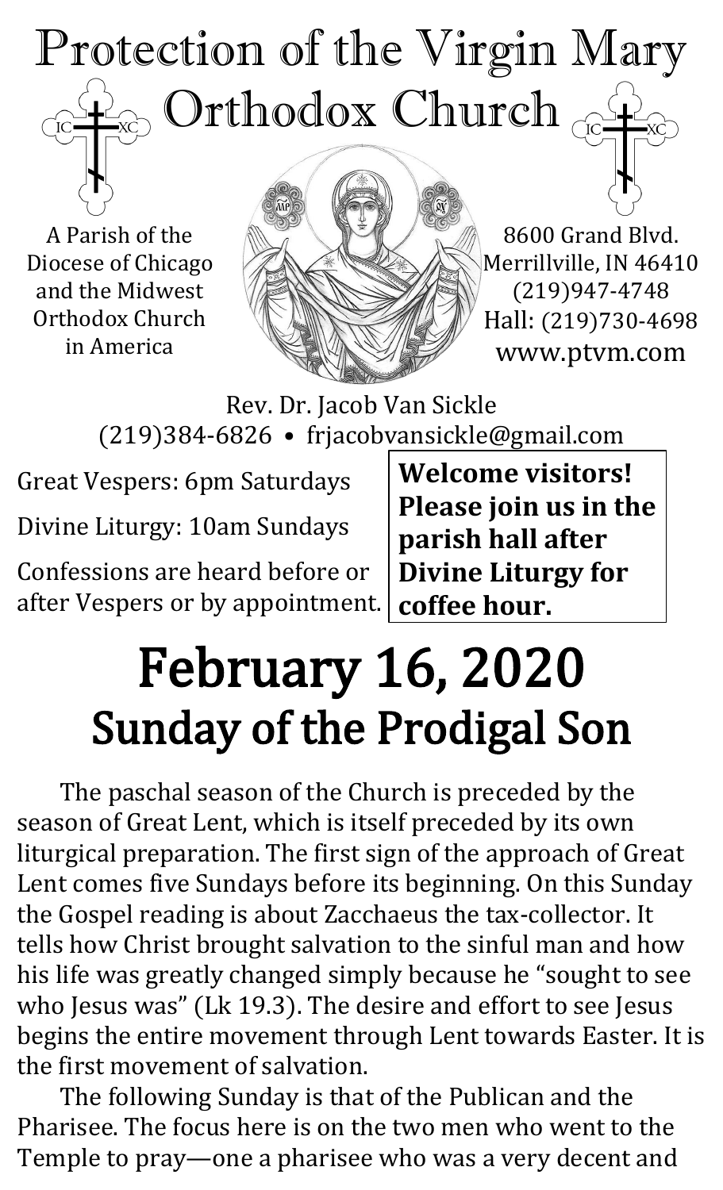# Protection of the Virgin Mary Orthodox Church

A Parish of the Diocese of Chicago and the Midwest Orthodox Church in America

8600 Grand Blvd.
Merrillville, IN 46410
(219)947-4748
Hall: (219)730-4698
www.ptvm.com

Rev. Dr. Jacob Van Sickle
(219)384-6826 • frjacobvansickle@gmail.com

Great Vespers: 6pm Saturdays

Divine Liturgy: 10am Sundays

Confessions are heard before or after Vespers or by appointment.

**Welcome visitors! Please join us in the parish hall after Divine Liturgy for coffee hour.**

# February 16, 2020
## Sunday of the Prodigal Son

The paschal season of the Church is preceded by the season of Great Lent, which is itself preceded by its own liturgical preparation. The first sign of the approach of Great Lent comes five Sundays before its beginning. On this Sunday the Gospel reading is about Zacchaeus the tax-collector. It tells how Christ brought salvation to the sinful man and how his life was greatly changed simply because he "sought to see who Jesus was" (Lk 19.3). The desire and effort to see Jesus begins the entire movement through Lent towards Easter. It is the first movement of salvation.

The following Sunday is that of the Publican and the Pharisee. The focus here is on the two men who went to the Temple to pray—one a pharisee who was a very decent and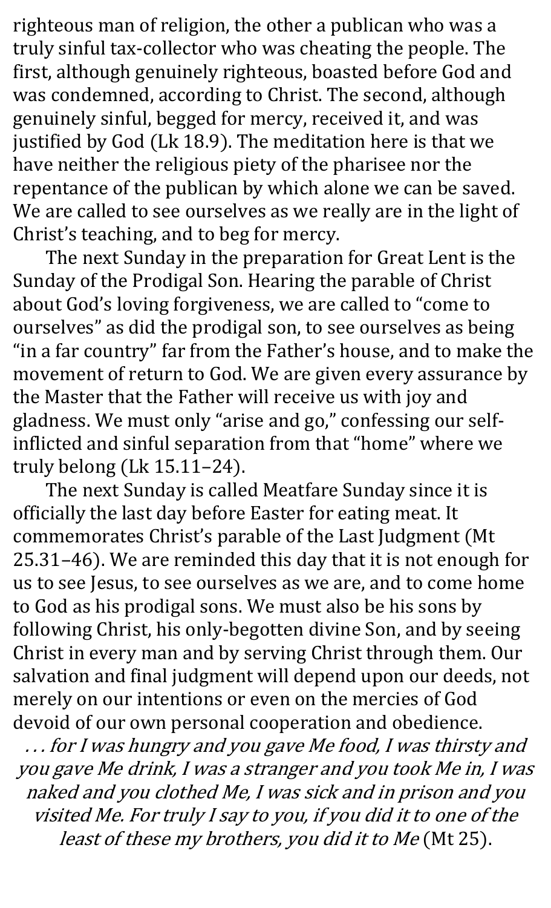righteous man of religion, the other a publican who was a truly sinful tax-collector who was cheating the people. The first, although genuinely righteous, boasted before God and was condemned, according to Christ. The second, although genuinely sinful, begged for mercy, received it, and was justified by God (Lk 18.9). The meditation here is that we have neither the religious piety of the pharisee nor the repentance of the publican by which alone we can be saved. We are called to see ourselves as we really are in the light of Christ's teaching, and to beg for mercy.

The next Sunday in the preparation for Great Lent is the Sunday of the Prodigal Son. Hearing the parable of Christ about God's loving forgiveness, we are called to "come to ourselves" as did the prodigal son, to see ourselves as being "in a far country" far from the Father's house, and to make the movement of return to God. We are given every assurance by the Master that the Father will receive us with joy and gladness. We must only "arise and go," confessing our self-inflicted and sinful separation from that "home" where we truly belong (Lk 15.11–24).

The next Sunday is called Meatfare Sunday since it is officially the last day before Easter for eating meat. It commemorates Christ's parable of the Last Judgment (Mt 25.31–46). We are reminded this day that it is not enough for us to see Jesus, to see ourselves as we are, and to come home to God as his prodigal sons. We must also be his sons by following Christ, his only-begotten divine Son, and by seeing Christ in every man and by serving Christ through them. Our salvation and final judgment will depend upon our deeds, not merely on our intentions or even on the mercies of God devoid of our own personal cooperation and obedience.

*. . . for I was hungry and you gave Me food, I was thirsty and you gave Me drink, I was a stranger and you took Me in, I was naked and you clothed Me, I was sick and in prison and you visited Me. For truly I say to you, if you did it to one of the least of these my brothers, you did it to Me* (Mt 25).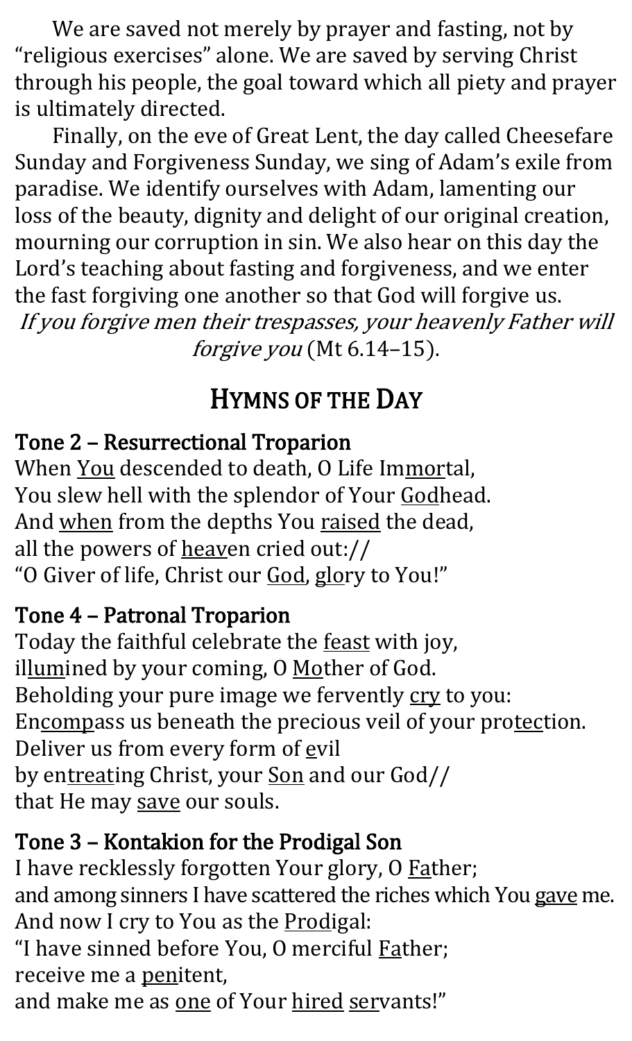We are saved not merely by prayer and fasting, not by “religious exercises” alone. We are saved by serving Christ through his people, the goal toward which all piety and prayer is ultimately directed.

Finally, on the eve of Great Lent, the day called Cheesefare Sunday and Forgiveness Sunday, we sing of Adam’s exile from paradise. We identify ourselves with Adam, lamenting our loss of the beauty, dignity and delight of our original creation, mourning our corruption in sin. We also hear on this day the Lord’s teaching about fasting and forgiveness, and we enter the fast forgiving one another so that God will forgive us.

*If you forgive men their trespasses, your heavenly Father will forgive you* (Mt 6.14–15).

## HYMNS OF THE DAY

### Tone 2 – Resurrectional Troparion

When You descended to death, O Life Immortal,
You slew hell with the splendor of Your Godhead.
And when from the depths You raised the dead,
all the powers of heaven cried out://
“O Giver of life, Christ our God, glory to You!”

### Tone 4 – Patronal Troparion

Today the faithful celebrate the feast with joy,
illumined by your coming, O Mother of God.
Beholding your pure image we fervently cry to you:
Encompass us beneath the precious veil of your protection.
Deliver us from every form of evil
by entreating Christ, your Son and our God//
that He may save our souls.

### Tone 3 – Kontakion for the Prodigal Son

I have recklessly forgotten Your glory, O Father;
and among sinners I have scattered the riches which You gave me.
And now I cry to You as the Prodigal:
“I have sinned before You, O merciful Father;
receive me a penitent,
and make me as one of Your hired servants!”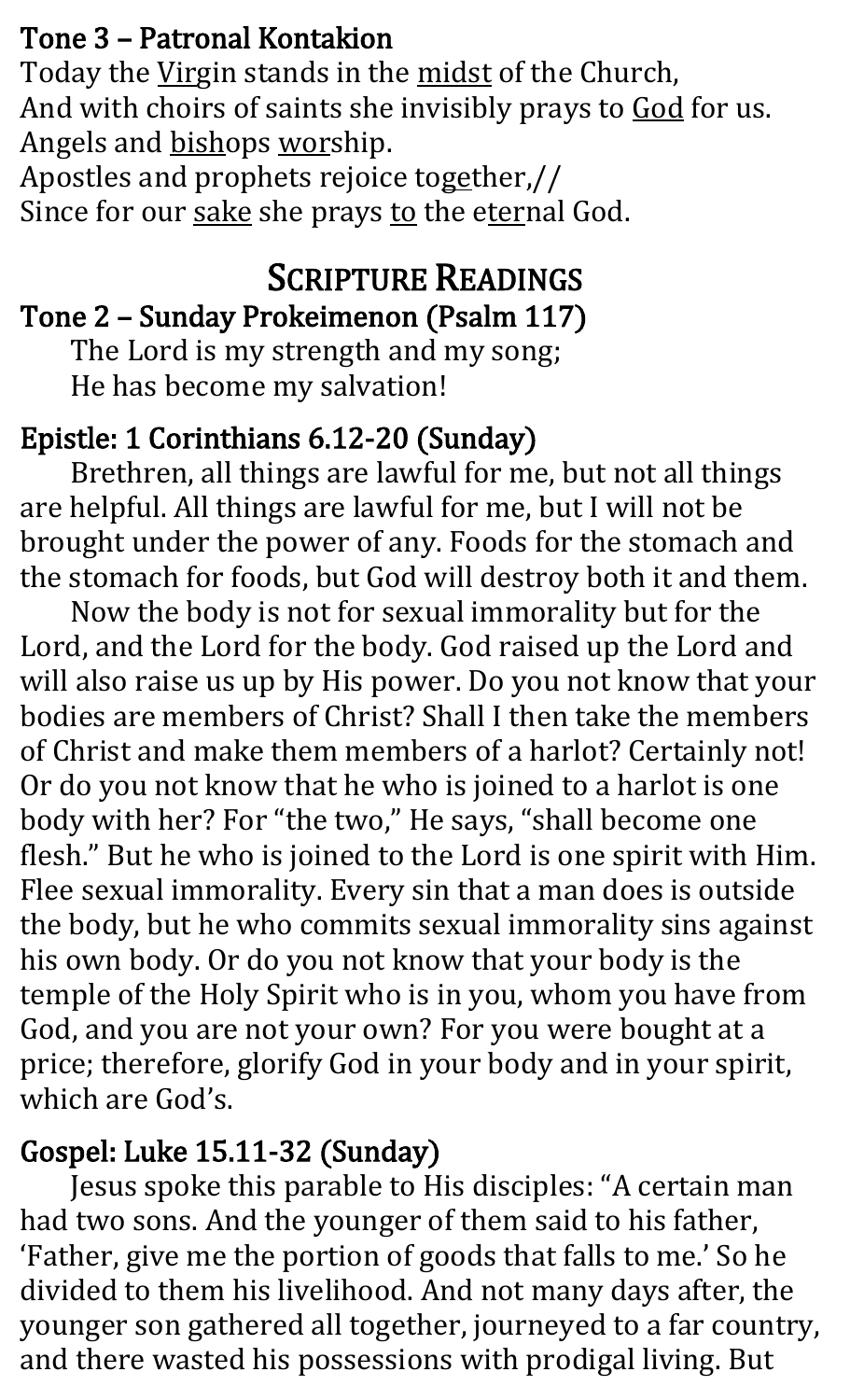### Tone 3 – Patronal Kontakion

Today the Virgin stands in the midst of the Church,
And with choirs of saints she invisibly prays to God for us.
Angels and bishops worship.
Apostles and prophets rejoice together,//
Since for our sake she prays to the eternal God.

## SCRIPTURE READINGS

### Tone 2 – Sunday Prokeimenon (Psalm 117)

The Lord is my strength and my song;
He has become my salvation!

### Epistle: 1 Corinthians 6.12-20 (Sunday)

Brethren, all things are lawful for me, but not all things are helpful. All things are lawful for me, but I will not be brought under the power of any. Foods for the stomach and the stomach for foods, but God will destroy both it and them.

Now the body is not for sexual immorality but for the Lord, and the Lord for the body. God raised up the Lord and will also raise us up by His power. Do you not know that your bodies are members of Christ? Shall I then take the members of Christ and make them members of a harlot? Certainly not! Or do you not know that he who is joined to a harlot is one body with her? For "the two," He says, "shall become one flesh." But he who is joined to the Lord is one spirit with Him. Flee sexual immorality. Every sin that a man does is outside the body, but he who commits sexual immorality sins against his own body. Or do you not know that your body is the temple of the Holy Spirit who is in you, whom you have from God, and you are not your own? For you were bought at a price; therefore, glorify God in your body and in your spirit, which are God's.

### Gospel: Luke 15.11-32 (Sunday)

Jesus spoke this parable to His disciples: "A certain man had two sons. And the younger of them said to his father, 'Father, give me the portion of goods that falls to me.' So he divided to them his livelihood. And not many days after, the younger son gathered all together, journeyed to a far country, and there wasted his possessions with prodigal living. But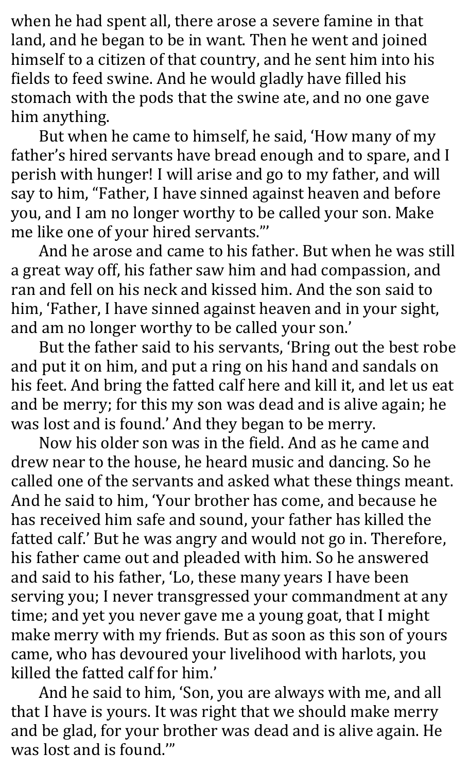when he had spent all, there arose a severe famine in that land, and he began to be in want. Then he went and joined himself to a citizen of that country, and he sent him into his fields to feed swine. And he would gladly have filled his stomach with the pods that the swine ate, and no one gave him anything.

But when he came to himself, he said, 'How many of my father's hired servants have bread enough and to spare, and I perish with hunger! I will arise and go to my father, and will say to him, "Father, I have sinned against heaven and before you, and I am no longer worthy to be called your son. Make me like one of your hired servants."'

And he arose and came to his father. But when he was still a great way off, his father saw him and had compassion, and ran and fell on his neck and kissed him. And the son said to him, 'Father, I have sinned against heaven and in your sight, and am no longer worthy to be called your son.'

But the father said to his servants, 'Bring out the best robe and put it on him, and put a ring on his hand and sandals on his feet. And bring the fatted calf here and kill it, and let us eat and be merry; for this my son was dead and is alive again; he was lost and is found.' And they began to be merry.

Now his older son was in the field. And as he came and drew near to the house, he heard music and dancing. So he called one of the servants and asked what these things meant. And he said to him, 'Your brother has come, and because he has received him safe and sound, your father has killed the fatted calf.' But he was angry and would not go in. Therefore, his father came out and pleaded with him. So he answered and said to his father, 'Lo, these many years I have been serving you; I never transgressed your commandment at any time; and yet you never gave me a young goat, that I might make merry with my friends. But as soon as this son of yours came, who has devoured your livelihood with harlots, you killed the fatted calf for him.'

And he said to him, 'Son, you are always with me, and all that I have is yours. It was right that we should make merry and be glad, for your brother was dead and is alive again. He was lost and is found.'"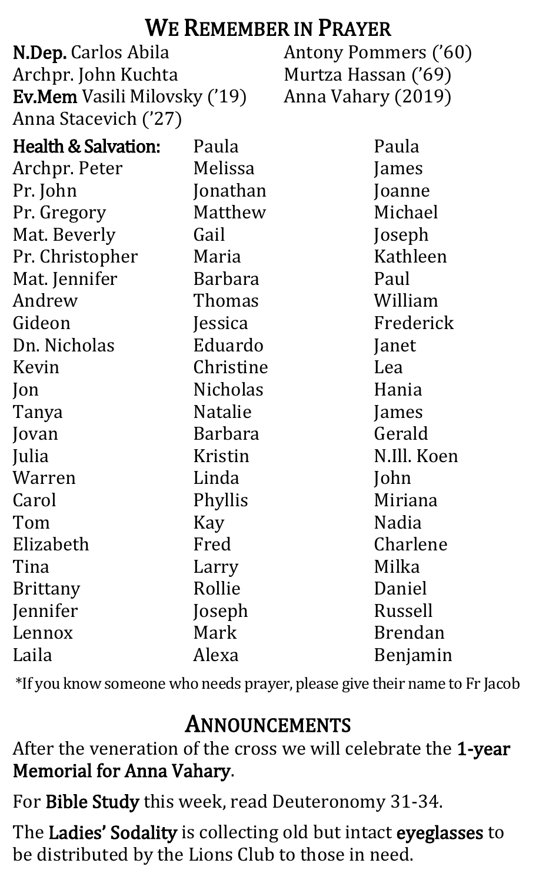## WE REMEMBER IN PRAYER

**N.Dep.** Carlos Abila
Archpr. John Kuchta
**Ev.Mem** Vasili Milovsky ('19)
Anna Stacevich ('27)
Antony Pommers ('60)
Murtza Hassan ('69)
Anna Vahary (2019)

**Health & Salvation:**
Archpr. Peter
Pr. John
Pr. Gregory
Mat. Beverly
Pr. Christopher
Mat. Jennifer
Andrew
Gideon
Dn. Nicholas
Kevin
Jon
Tanya
Jovan
Julia
Warren
Carol
Tom
Elizabeth
Tina
Brittany
Jennifer
Lennox
Laila
Paula
Melissa
Jonathan
Matthew
Gail
Maria
Barbara
Thomas
Jessica
Eduardo
Christine
Nicholas
Natalie
Barbara
Kristin
Linda
Phyllis
Kay
Fred
Larry
Rollie
Joseph
Mark
Alexa
Paula
James
Joanne
Michael
Joseph
Kathleen
Paul
William
Frederick
Janet
Lea
Hania
James
Gerald
N.Ill. Koen
John
Miriana
Nadia
Charlene
Milka
Daniel
Russell
Brendan
Benjamin

*If you know someone who needs prayer, please give their name to Fr Jacob

## ANNOUNCEMENTS

After the veneration of the cross we will celebrate the **1-year Memorial for Anna Vahary**.

For **Bible Study** this week, read Deuteronomy 31-34.

The **Ladies' Sodality** is collecting old but intact **eyeglasses** to be distributed by the Lions Club to those in need.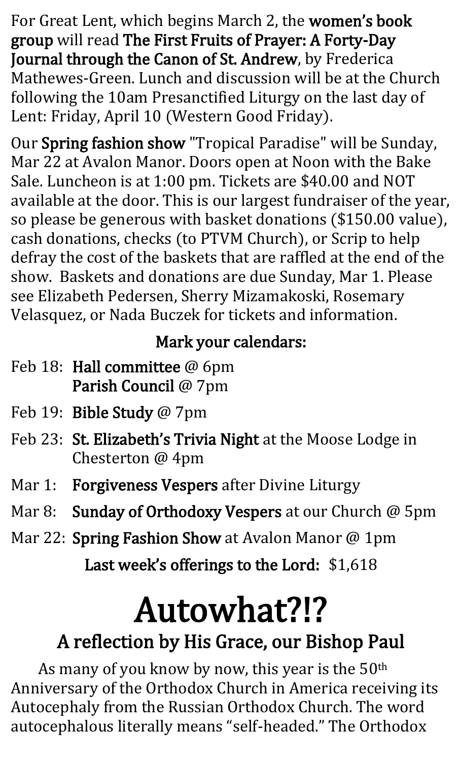For Great Lent, which begins March 2, the **women's book group** will read **The First Fruits of Prayer: A Forty-Day Journal through the Canon of St. Andrew**, by Frederica Mathewes-Green. Lunch and discussion will be at the Church following the 10am Presanctified Liturgy on the last day of Lent: Friday, April 10 (Western Good Friday).

Our **Spring fashion show** "Tropical Paradise" will be Sunday, Mar 22 at Avalon Manor. Doors open at Noon with the Bake Sale. Luncheon is at 1:00 pm. Tickets are $40.00 and NOT available at the door. This is our largest fundraiser of the year, so please be generous with basket donations ($150.00 value), cash donations, checks (to PTVM Church), or Scrip to help defray the cost of the baskets that are raffled at the end of the show. Baskets and donations are due Sunday, Mar 1. Please see Elizabeth Pedersen, Sherry Mizamakoski, Rosemary Velasquez, or Nada Buczek for tickets and information.

**Mark your calendars:**

- Feb 18: **Hall committee** @ 6pm
  **Parish Council** @ 7pm
- Feb 19: **Bible Study** @ 7pm
- Feb 23: **St. Elizabeth's Trivia Night** at the Moose Lodge in Chesterton @ 4pm
- Mar 1: **Forgiveness Vespers** after Divine Liturgy
- Mar 8: **Sunday of Orthodoxy Vespers** at our Church @ 5pm
- Mar 22: **Spring Fashion Show** at Avalon Manor @ 1pm

**Last week's offerings to the Lord:** $1,618

# Autowhat?!?

## A reflection by His Grace, our Bishop Paul

As many of you know by now, this year is the 50th Anniversary of the Orthodox Church in America receiving its Autocephaly from the Russian Orthodox Church. The word autocephalous literally means "self-headed." The Orthodox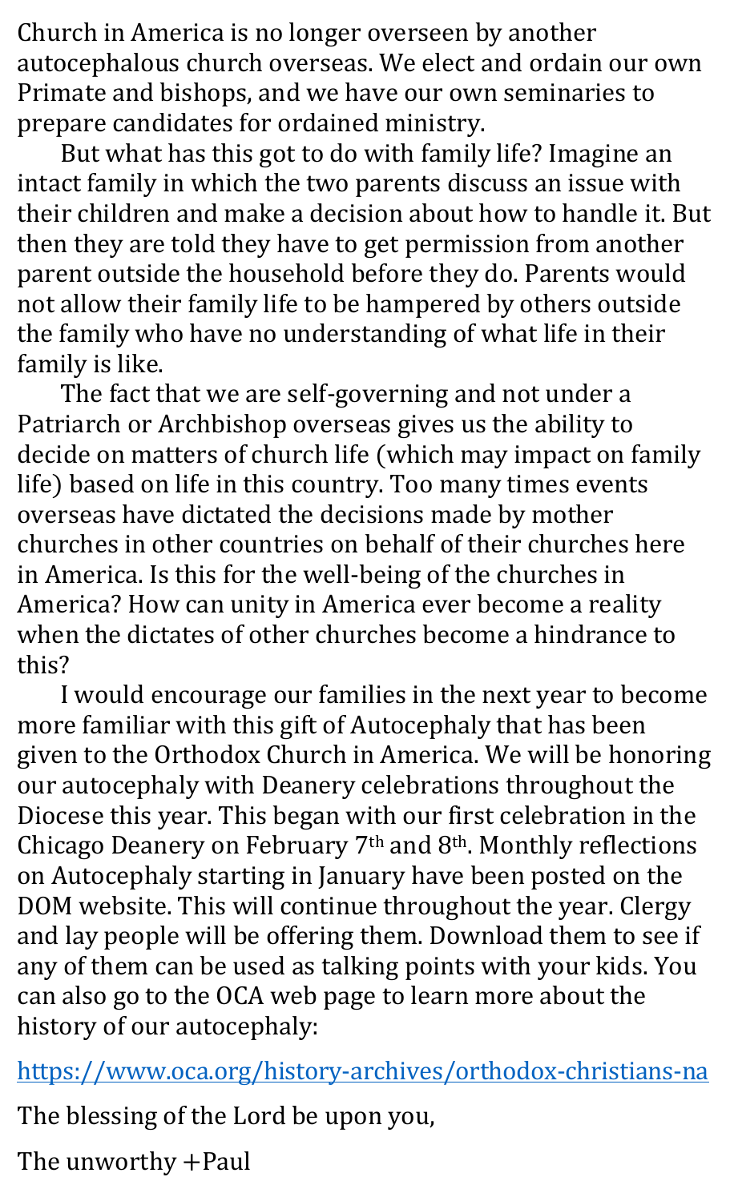Church in America is no longer overseen by another autocephalous church overseas. We elect and ordain our own Primate and bishops, and we have our own seminaries to prepare candidates for ordained ministry.

But what has this got to do with family life? Imagine an intact family in which the two parents discuss an issue with their children and make a decision about how to handle it. But then they are told they have to get permission from another parent outside the household before they do. Parents would not allow their family life to be hampered by others outside the family who have no understanding of what life in their family is like.

The fact that we are self-governing and not under a Patriarch or Archbishop overseas gives us the ability to decide on matters of church life (which may impact on family life) based on life in this country. Too many times events overseas have dictated the decisions made by mother churches in other countries on behalf of their churches here in America. Is this for the well-being of the churches in America? How can unity in America ever become a reality when the dictates of other churches become a hindrance to this?

I would encourage our families in the next year to become more familiar with this gift of Autocephaly that has been given to the Orthodox Church in America. We will be honoring our autocephaly with Deanery celebrations throughout the Diocese this year. This began with our first celebration in the Chicago Deanery on February 7th and 8th. Monthly reflections on Autocephaly starting in January have been posted on the DOM website. This will continue throughout the year. Clergy and lay people will be offering them. Download them to see if any of them can be used as talking points with your kids. You can also go to the OCA web page to learn more about the history of our autocephaly:

https://www.oca.org/history-archives/orthodox-christians-na

The blessing of the Lord be upon you,

The unworthy +Paul